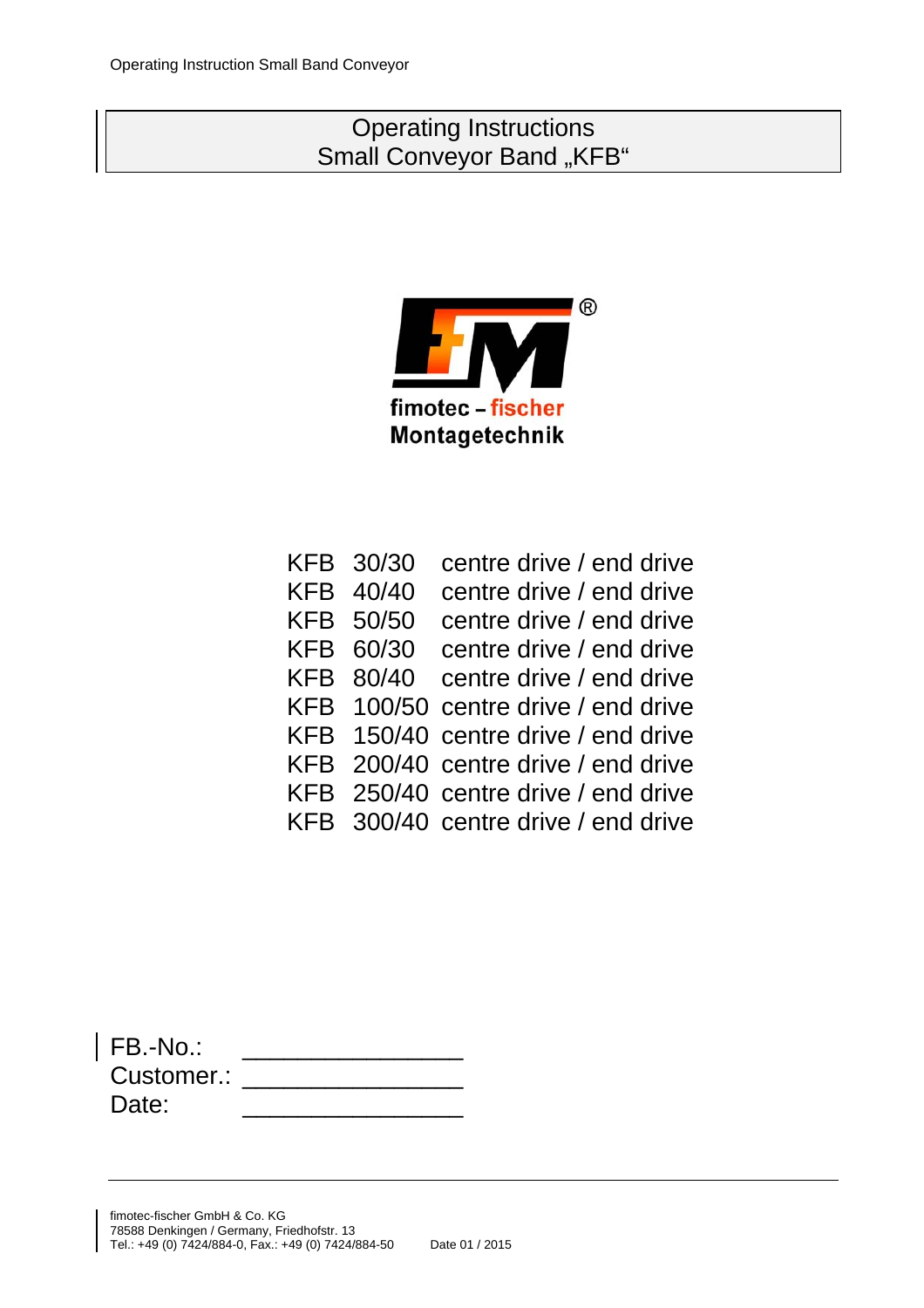# Operating Instructions
# Small Conveyor Band „KFB“

fimotec – fischer
Montagetechnik

KFB 30/30 centre drive / end drive
KFB 40/40 centre drive / end drive
KFB 50/50 centre drive / end drive
KFB 60/30 centre drive / end drive
KFB 80/40 centre drive / end drive
KFB 100/50 centre drive / end drive
KFB 150/40 centre drive / end drive
KFB 200/40 centre drive / end drive
KFB 250/40 centre drive / end drive
KFB 300/40 centre drive / end drive

FB.-No.: _______________
Customer.: _______________
Date: _______________

fimotec-fischer GmbH & Co. KG
78588 Denkingen / Germany, Friedhofstr. 13
Tel.: +49 (0) 7424/884-0, Fax.: +49 (0) 7424/884-50 Date 01 / 2015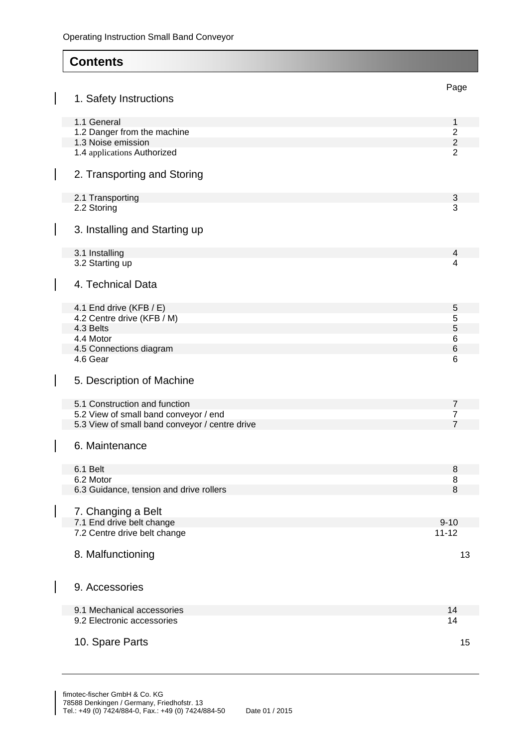# Contents

| | Page |
|---|---|
| **1. Safety Instructions** | |
| 1.1 General | 1 |
| 1.2 Danger from the machine | 2 |
| 1.3 Noise emission | 2 |
| 1.4 applications Authorized | 2 |
| **2. Transporting and Storing** | |
| 2.1 Transporting | 3 |
| 2.2 Storing | 3 |
| **3. Installing and Starting up** | |
| 3.1 Installing | 4 |
| 3.2 Starting up | 4 |
| **4. Technical Data** | |
| 4.1 End drive (KFB / E) | 5 |
| 4.2 Centre drive (KFB / M) | 5 |
| 4.3 Belts | 5 |
| 4.4 Motor | 6 |
| 4.5 Connections diagram | 6 |
| 4.6 Gear | 6 |
| **5. Description of Machine** | |
| 5.1 Construction and function | 7 |
| 5.2 View of small band conveyor / end | 7 |
| 5.3 View of small band conveyor / centre drive | 7 |
| **6. Maintenance** | |
| 6.1 Belt | 8 |
| 6.2 Motor | 8 |
| 6.3 Guidance, tension and drive rollers | 8 |
| **7. Changing a Belt** | |
| 7.1 End drive belt change | 9-10 |
| 7.2 Centre drive belt change | 11-12 |
| **8. Malfunctioning** | 13 |
| **9. Accessories** | |
| 9.1 Mechanical accessories | 14 |
| 9.2 Electronic accessories | 14 |
| **10. Spare Parts** | 15 |

fimotec-fischer GmbH & Co. KG
78588 Denkingen / Germany, Friedhofstr. 13
Tel.: +49 (0) 7424/884-0, Fax.: +49 (0) 7424/884-50 Date 01 / 2015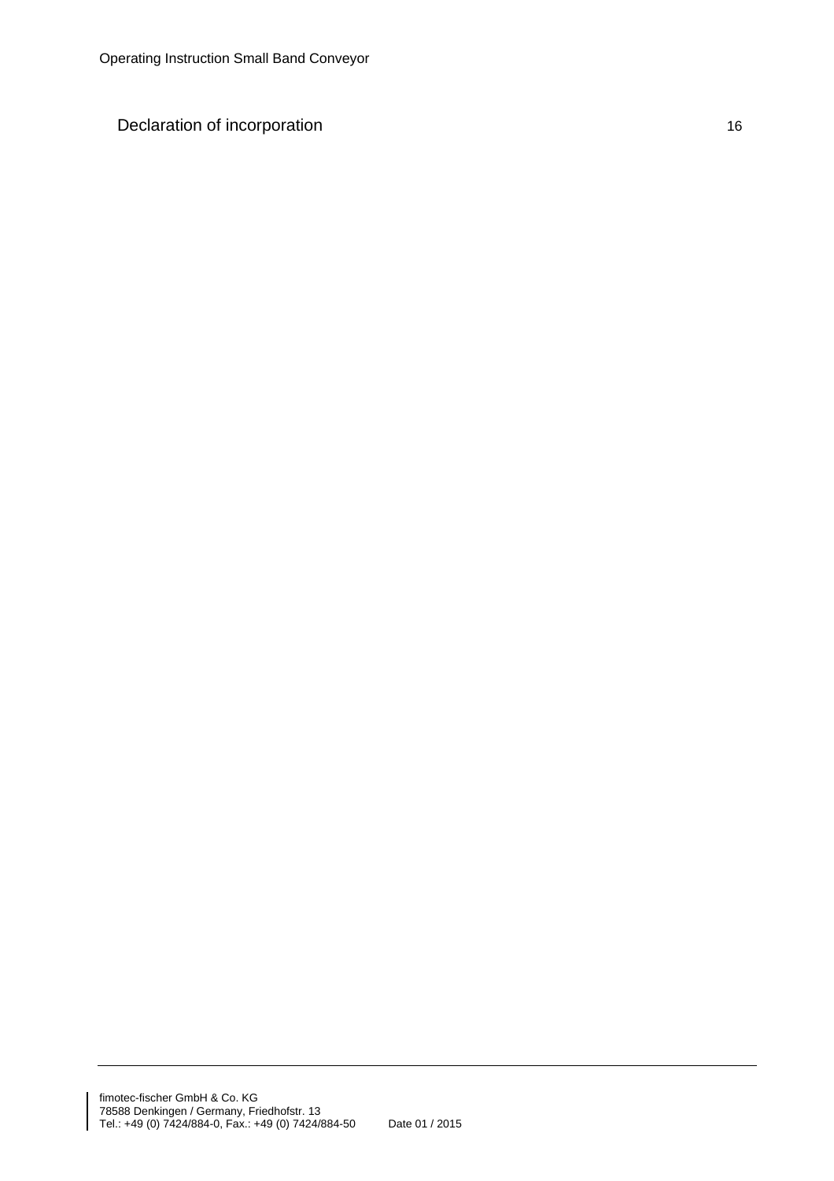Declaration of incorporation 16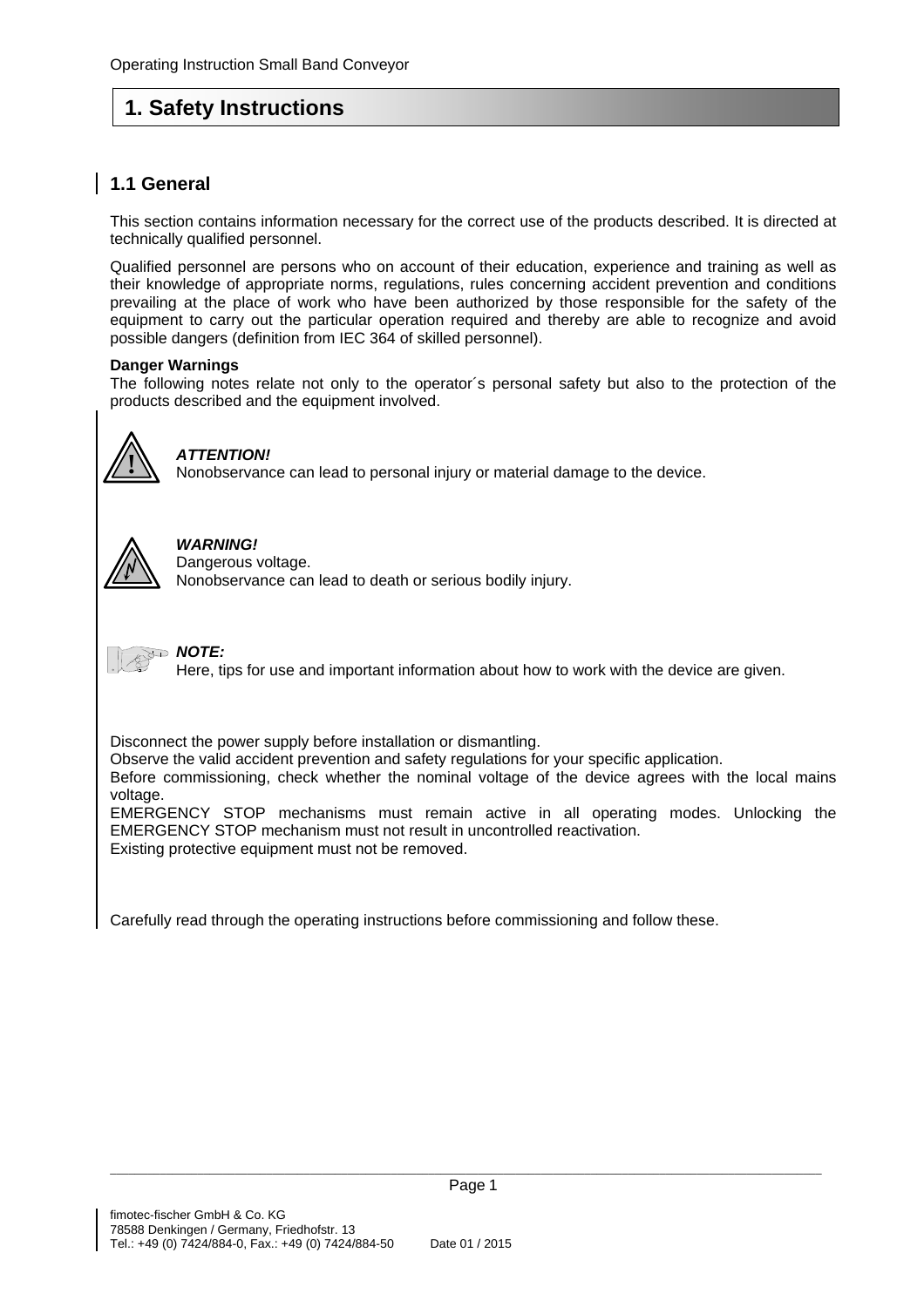# 1. Safety Instructions

## 1.1 General

This section contains information necessary for the correct use of the products described. It is directed at technically qualified personnel.

Qualified personnel are persons who on account of their education, experience and training as well as their knowledge of appropriate norms, regulations, rules concerning accident prevention and conditions prevailing at the place of work who have been authorized by those responsible for the safety of the equipment to carry out the particular operation required and thereby are able to recognize and avoid possible dangers (definition from IEC 364 of skilled personnel).

**Danger Warnings**

The following notes relate not only to the operator´s personal safety but also to the protection of the products described and the equipment involved.

***ATTENTION!***
Nonobservance can lead to personal injury or material damage to the device.

***WARNING!***
Dangerous voltage.
Nonobservance can lead to death or serious bodily injury.

***NOTE:***
Here, tips for use and important information about how to work with the device are given.

Disconnect the power supply before installation or dismantling.
Observe the valid accident prevention and safety regulations for your specific application.
Before commissioning, check whether the nominal voltage of the device agrees with the local mains voltage.
EMERGENCY STOP mechanisms must remain active in all operating modes. Unlocking the EMERGENCY STOP mechanism must not result in uncontrolled reactivation.
Existing protective equipment must not be removed.

Carefully read through the operating instructions before commissioning and follow these.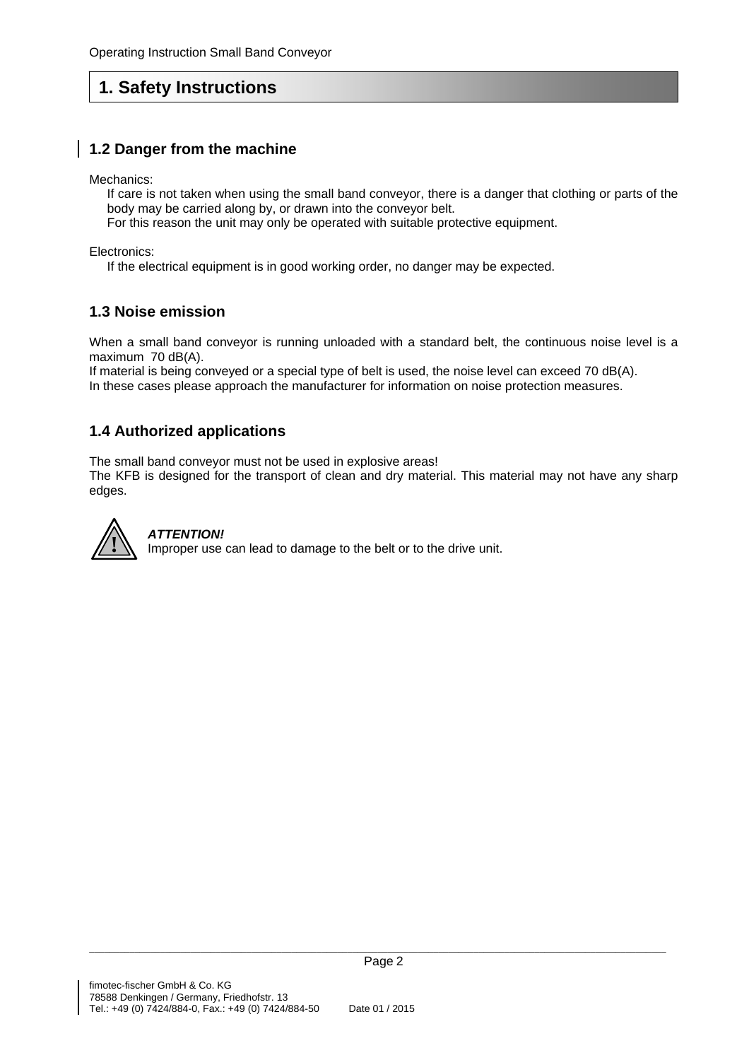# 1. Safety Instructions

## 1.2 Danger from the machine

Mechanics:

If care is not taken when using the small band conveyor, there is a danger that clothing or parts of the body may be carried along by, or drawn into the conveyor belt.
For this reason the unit may only be operated with suitable protective equipment.

Electronics:

If the electrical equipment is in good working order, no danger may be expected.

## 1.3 Noise emission

When a small band conveyor is running unloaded with a standard belt, the continuous noise level is a maximum 70 dB(A).
If material is being conveyed or a special type of belt is used, the noise level can exceed 70 dB(A).
In these cases please approach the manufacturer for information on noise protection measures.

## 1.4 Authorized applications

The small band conveyor must not be used in explosive areas!
The KFB is designed for the transport of clean and dry material. This material may not have any sharp edges.

***ATTENTION!***
Improper use can lead to damage to the belt or to the drive unit.

fimotec-fischer GmbH & Co. KG
78588 Denkingen / Germany, Friedhofstr. 13
Tel.: +49 (0) 7424/884-0, Fax.: +49 (0) 7424/884-50 Date 01 / 2015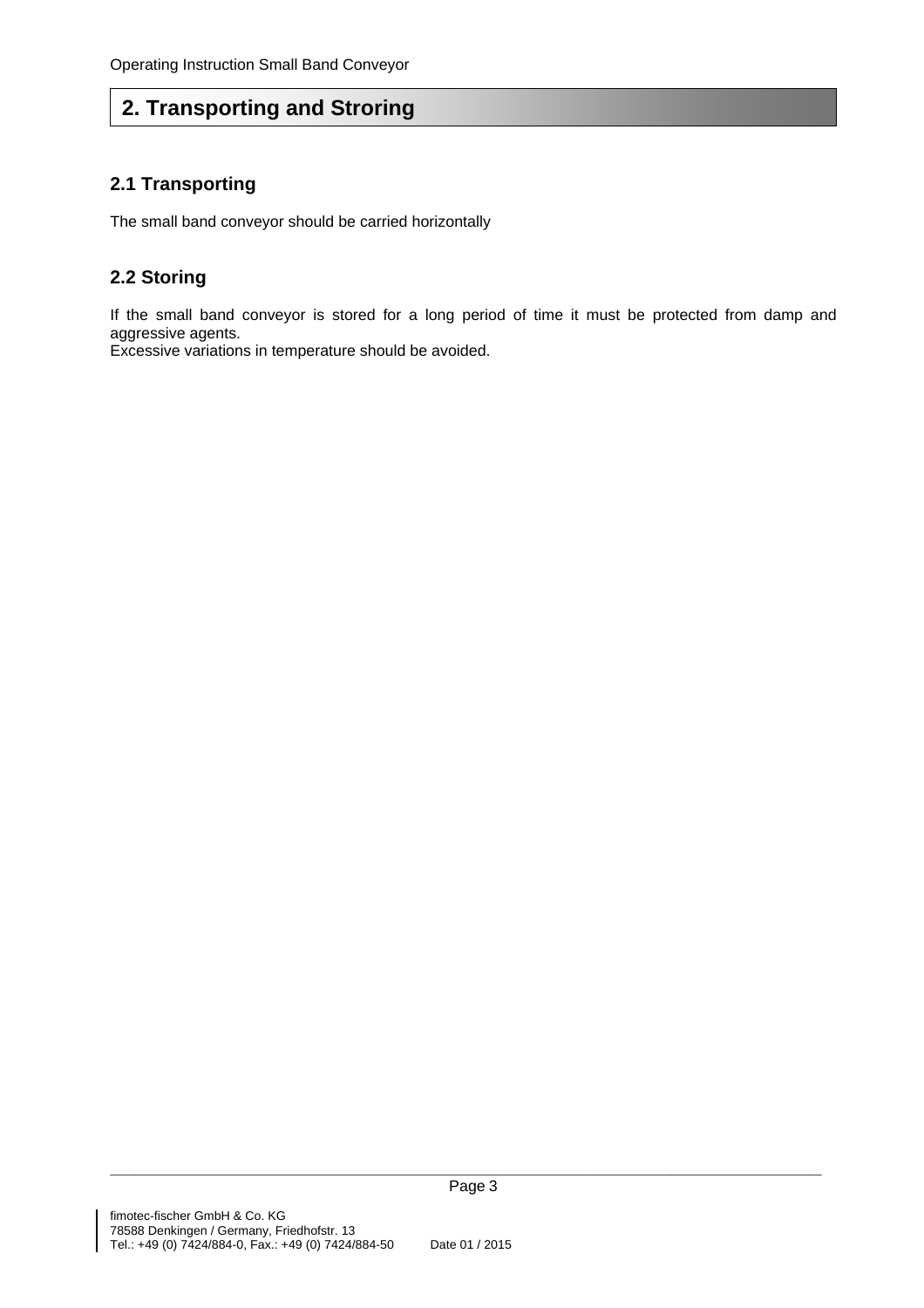## 2. Transporting and Stroring

### 2.1 Transporting

The small band conveyor should be carried horizontally

### 2.2 Storing

If the small band conveyor is stored for a long period of time it must be protected from damp and aggressive agents.
Excessive variations in temperature should be avoided.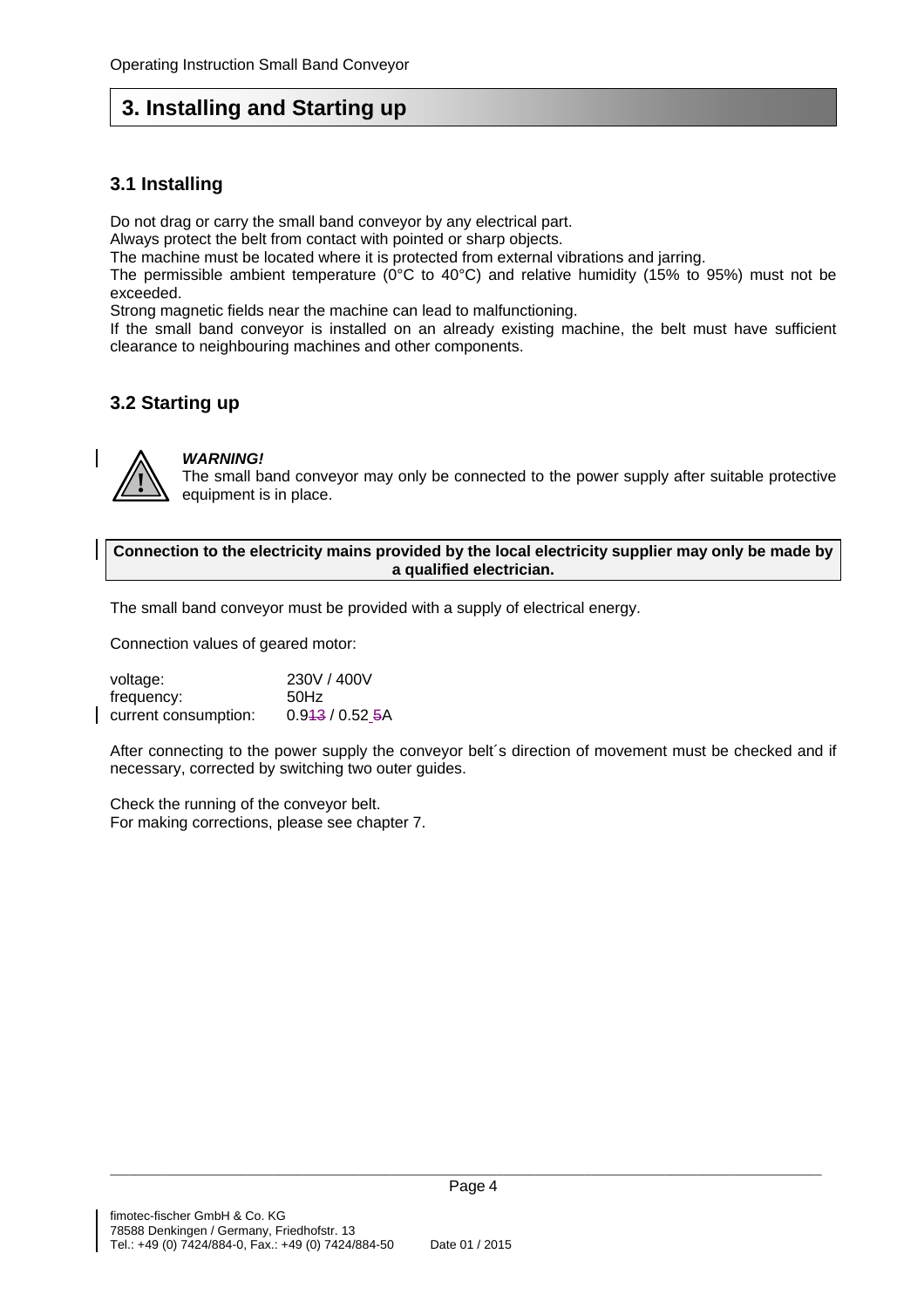## 3. Installing and Starting up

### 3.1 Installing

Do not drag or carry the small band conveyor by any electrical part.
Always protect the belt from contact with pointed or sharp objects.
The machine must be located where it is protected from external vibrations and jarring.
The permissible ambient temperature (0°C to 40°C) and relative humidity (15% to 95%) must not be exceeded.
Strong magnetic fields near the machine can lead to malfunctioning.
If the small band conveyor is installed on an already existing machine, the belt must have sufficient clearance to neighbouring machines and other components.

### 3.2 Starting up

***WARNING!***
The small band conveyor may only be connected to the power supply after suitable protective equipment is in place.

**Connection to the electricity mains provided by the local electricity supplier may only be made by a qualified electrician.**

The small band conveyor must be provided with a supply of electrical energy.

Connection values of geared motor:

| | |
|---|---|
| voltage: | 230V / 400V |
| frequency: | 50Hz |
| current consumption: | 0.9~~13~~ / 0.52 ~~5~~A |

After connecting to the power supply the conveyor belt´s direction of movement must be checked and if necessary, corrected by switching two outer guides.

Check the running of the conveyor belt.
For making corrections, please see chapter 7.

fimotec-fischer GmbH & Co. KG
78588 Denkingen / Germany, Friedhofstr. 13
Tel.: +49 (0) 7424/884-0, Fax.: +49 (0) 7424/884-50 Date 01 / 2015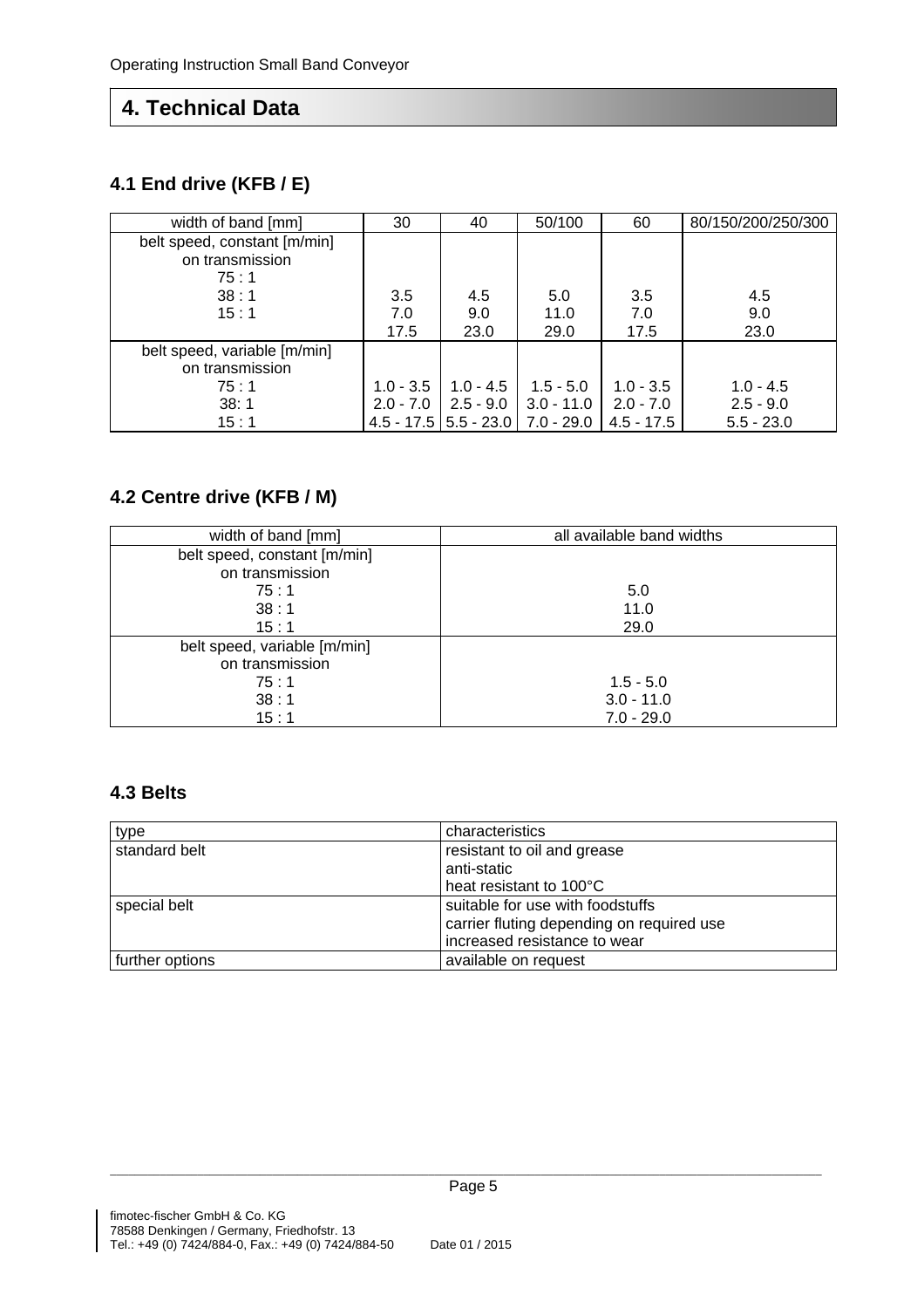# 4. Technical Data

## 4.1 End drive (KFB / E)

| width of band [mm] | 30 | 40 | 50/100 | 60 | 80/150/200/250/300 |
|---|---|---|---|---|---|
| belt speed, constant [m/min]<br>on transmission<br>75 : 1<br>38 : 1<br>15 : 1 | <br><br>3.5<br>7.0<br>17.5 | <br><br>4.5<br>9.0<br>23.0 | <br><br>5.0<br>11.0<br>29.0 | <br><br>3.5<br>7.0<br>17.5 | <br><br>4.5<br>9.0<br>23.0 |
| belt speed, variable [m/min]<br>on transmission<br>75 : 1<br>38: 1<br>15 : 1 | <br><br>1.0 - 3.5<br>2.0 - 7.0<br>4.5 - 17.5 | <br><br>1.0 - 4.5<br>2.5 - 9.0<br>5.5 - 23.0 | <br><br>1.5 - 5.0<br>3.0 - 11.0<br>7.0 - 29.0 | <br><br>1.0 - 3.5<br>2.0 - 7.0<br>4.5 - 17.5 | <br><br>1.0 - 4.5<br>2.5 - 9.0<br>5.5 - 23.0 |

## 4.2 Centre drive (KFB / M)

| width of band [mm] | all available band widths |
|---|---|
| belt speed, constant [m/min]<br>on transmission<br>75 : 1<br>38 : 1<br>15 : 1 | <br><br>5.0<br>11.0<br>29.0 |
| belt speed, variable [m/min]<br>on transmission<br>75 : 1<br>38 : 1<br>15 : 1 | <br><br>1.5 - 5.0<br>3.0 - 11.0<br>7.0 - 29.0 |

## 4.3 Belts

| type | characteristics |
|---|---|
| standard belt | resistant to oil and grease<br>anti-static<br>heat resistant to 100°C |
| special belt | suitable for use with foodstuffs<br>carrier fluting depending on required use<br>increased resistance to wear |
| further options | available on request |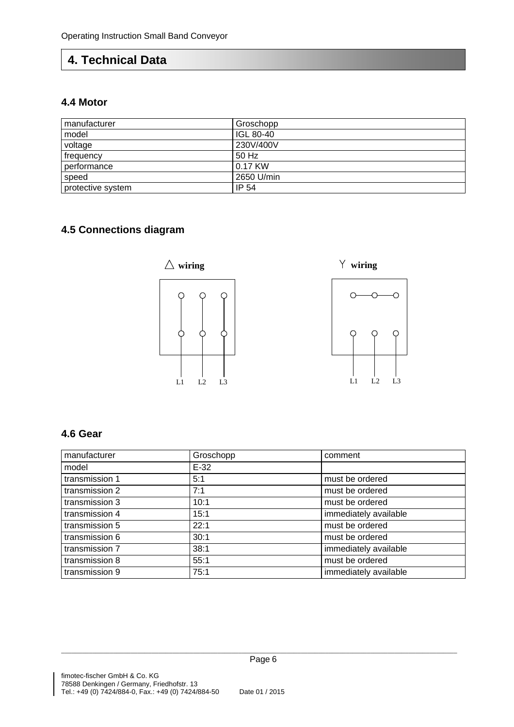# 4. Technical Data

## 4.4 Motor

| manufacturer | Groschopp |
|---|---|
| model | IGL 80-40 |
| voltage | 230V/400V |
| frequency | 50 Hz |
| performance | 0.17 KW |
| speed | 2650 U/min |
| protective system | IP 54 |

## 4.5 Connections diagram

△ wiring

L1 L2 L3

Y wiring

L1 L2 L3

## 4.6 Gear

| manufacturer | Groschopp | comment |
|---|---|---|
| model | E-32 | |
| transmission 1 | 5:1 | must be ordered |
| transmission 2 | 7:1 | must be ordered |
| transmission 3 | 10:1 | must be ordered |
| transmission 4 | 15:1 | immediately available |
| transmission 5 | 22:1 | must be ordered |
| transmission 6 | 30:1 | must be ordered |
| transmission 7 | 38:1 | immediately available |
| transmission 8 | 55:1 | must be ordered |
| transmission 9 | 75:1 | immediately available |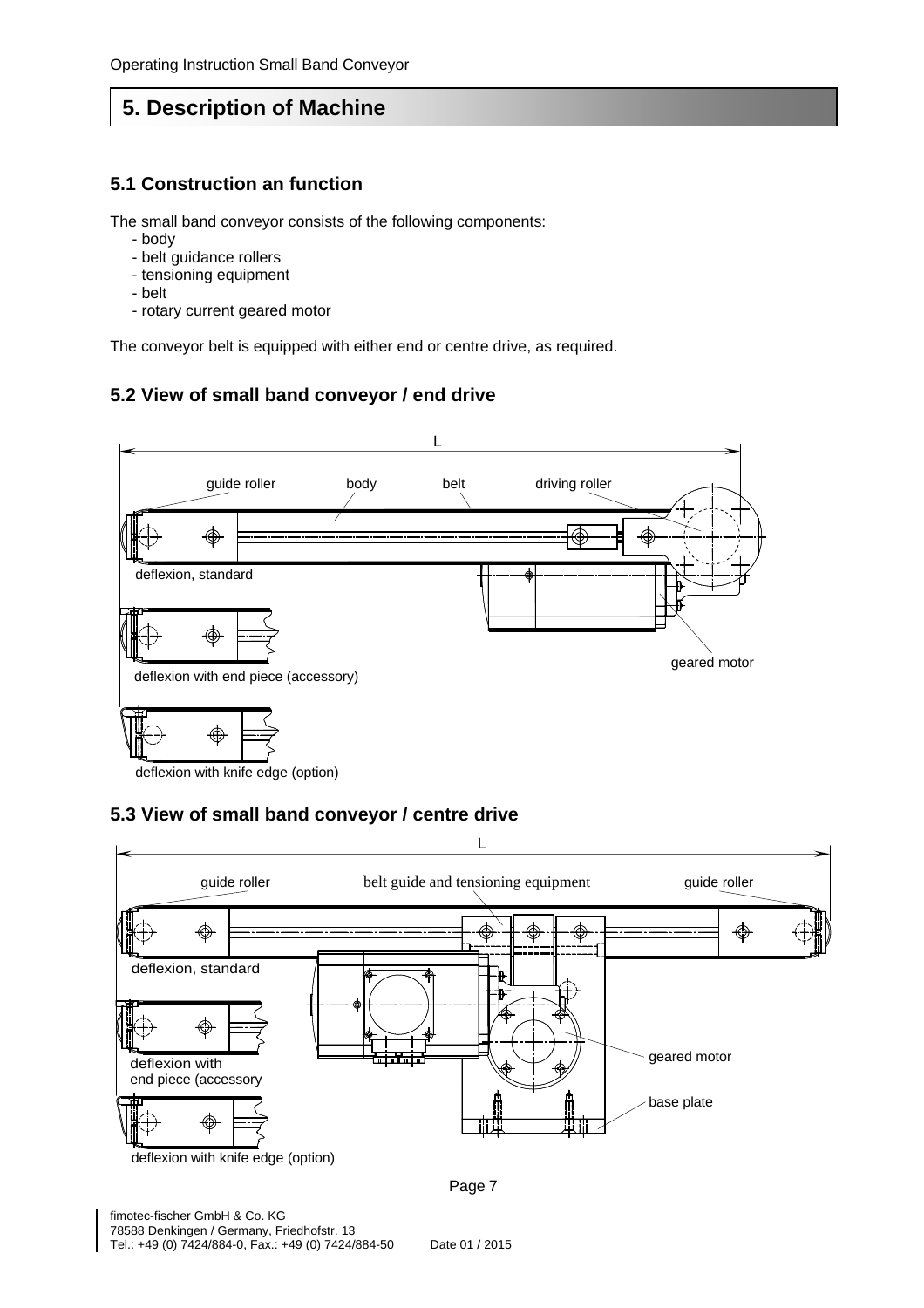# 5. Description of Machine

## 5.1 Construction an function

The small band conveyor consists of the following components:

- body
- belt guidance rollers
- tensioning equipment
- belt
- rotary current geared motor

The conveyor belt is equipped with either end or centre drive, as required.

## 5.2 View of small band conveyor / end drive

L

guide roller body belt driving roller

deflexion, standard

geared motor

deflexion with end piece (accessory)

deflexion with knife edge (option)

## 5.3 View of small band conveyor / centre drive

L

guide roller belt guide and tensioning equipment guide roller

deflexion, standard

deflexion with end piece (accessory

geared motor

base plate

deflexion with knife edge (option)

fimotec-fischer GmbH & Co. KG
78588 Denkingen / Germany, Friedhofstr. 13
Tel.: +49 (0) 7424/884-0, Fax.: +49 (0) 7424/884-50 Date 01 / 2015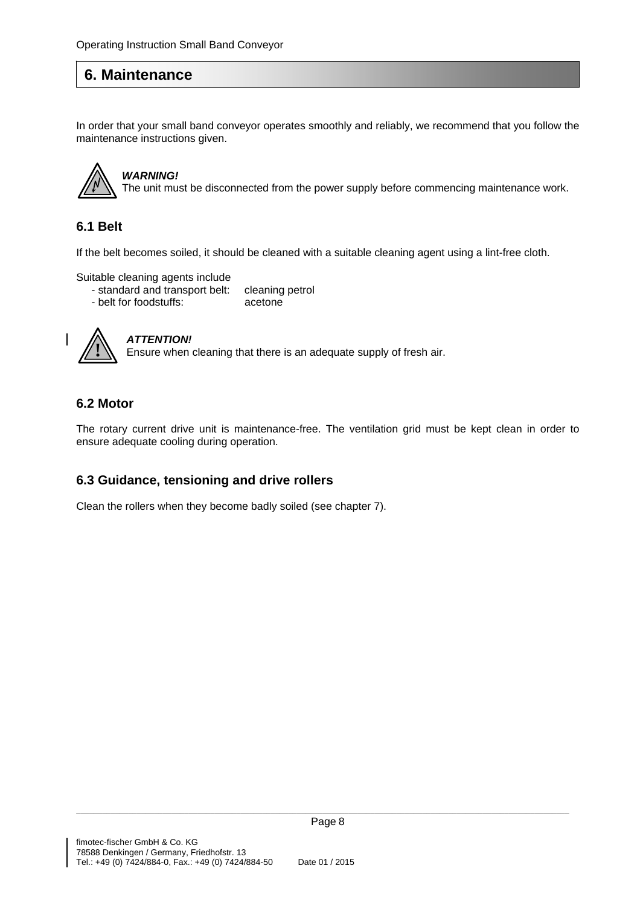## 6. Maintenance

In order that your small band conveyor operates smoothly and reliably, we recommend that you follow the maintenance instructions given.

***WARNING!***
The unit must be disconnected from the power supply before commencing maintenance work.

### 6.1 Belt

If the belt becomes soiled, it should be cleaned with a suitable cleaning agent using a lint-free cloth.

Suitable cleaning agents include

- standard and transport belt: cleaning petrol
- belt for foodstuffs: acetone

***ATTENTION!***
Ensure when cleaning that there is an adequate supply of fresh air.

### 6.2 Motor

The rotary current drive unit is maintenance-free. The ventilation grid must be kept clean in order to ensure adequate cooling during operation.

### 6.3 Guidance, tensioning and drive rollers

Clean the rollers when they become badly soiled (see chapter 7).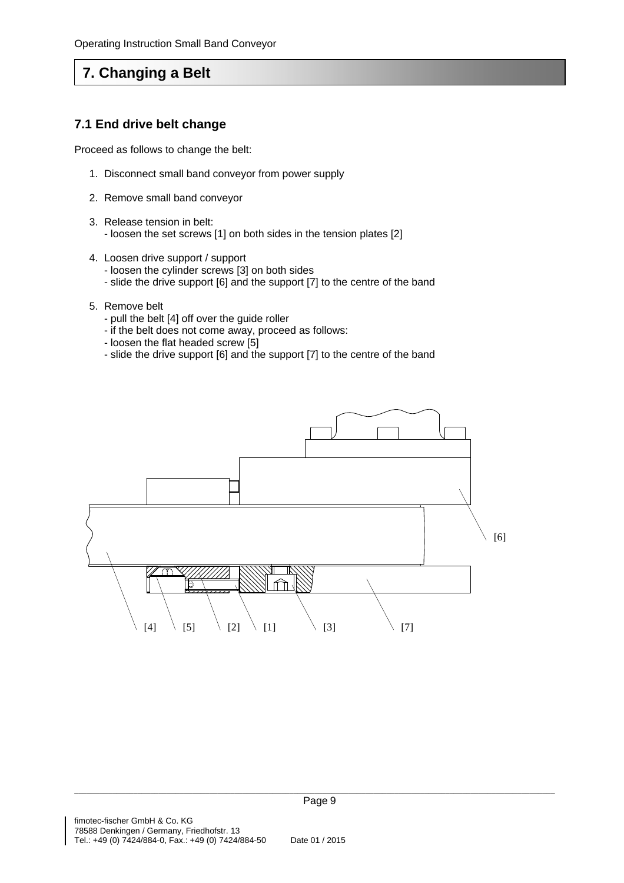# 7. Changing a Belt

## 7.1 End drive belt change

Proceed as follows to change the belt:

1. Disconnect small band conveyor from power supply
2. Remove small band conveyor
3. Release tension in belt:
   - loosen the set screws [1] on both sides in the tension plates [2]
4. Loosen drive support / support
   - loosen the cylinder screws [3] on both sides
   - slide the drive support [6] and the support [7] to the centre of the band
5. Remove belt
   - pull the belt [4] off over the guide roller
   - if the belt does not come away, proceed as follows:
   - loosen the flat headed screw [5]
   - slide the drive support [6] and the support [7] to the centre of the band

[6]

[4] [5] [2] [1] [3] [7]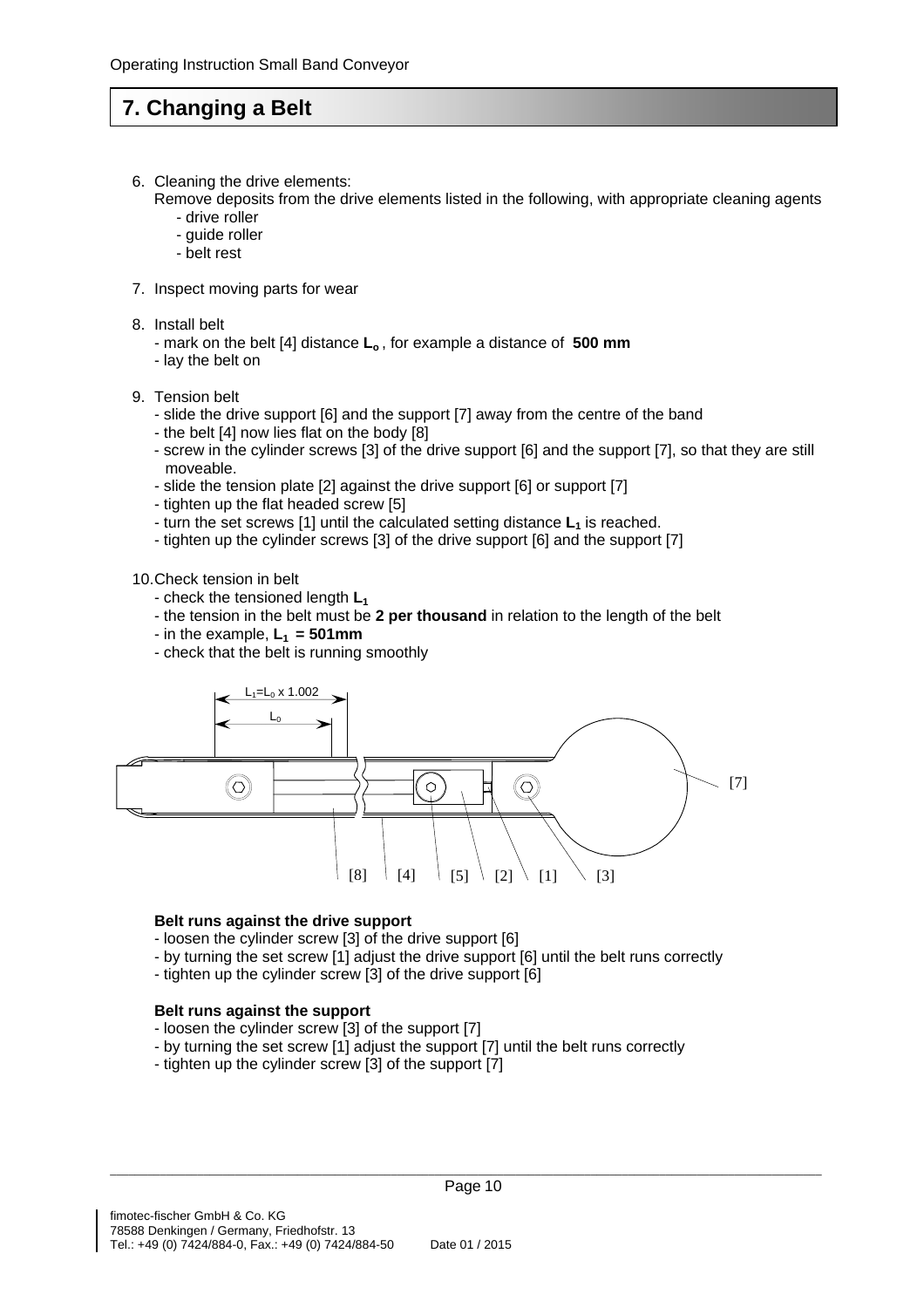# 7. Changing a Belt

6. Cleaning the drive elements:
   Remove deposits from the drive elements listed in the following, with appropriate cleaning agents
   - drive roller
   - guide roller
   - belt rest

7. Inspect moving parts for wear

8. Install belt
   - mark on the belt [4] distance $L_o$, for example a distance of **500 mm**
   - lay the belt on

9. Tension belt
   - slide the drive support [6] and the support [7] away from the centre of the band
   - the belt [4] now lies flat on the body [8]
   - screw in the cylinder screws [3] of the drive support [6] and the support [7], so that they are still moveable.
   - slide the tension plate [2] against the drive support [6] or support [7]
   - tighten up the flat headed screw [5]
   - turn the set screws [1] until the calculated setting distance $L_1$ is reached.
   - tighten up the cylinder screws [3] of the drive support [6] and the support [7]

10. Check tension in belt
    - check the tensioned length $L_1$
    - the tension in the belt must be **2 per thousand** in relation to the length of the belt
    - in the example, $L_1$ **= 501mm**
    - check that the belt is running smoothly

$L_1 = L_0 \times 1.002$

$L_0$

[7]

[8] [4] [5] [2] [1] [3]

**Belt runs against the drive support**

- loosen the cylinder screw [3] of the drive support [6]
- by turning the set screw [1] adjust the drive support [6] until the belt runs correctly
- tighten up the cylinder screw [3] of the drive support [6]

**Belt runs against the support**

- loosen the cylinder screw [3] of the support [7]
- by turning the set screw [1] adjust the support [7] until the belt runs correctly
- tighten up the cylinder screw [3] of the support [7]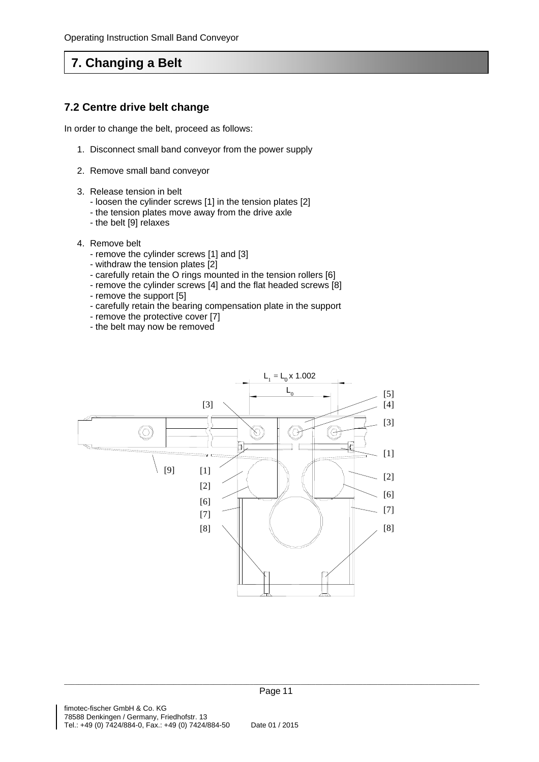# 7. Changing a Belt

## 7.2 Centre drive belt change

In order to change the belt, proceed as follows:

1. Disconnect small band conveyor from the power supply
2. Remove small band conveyor
3. Release tension in belt
   - loosen the cylinder screws [1] in the tension plates [2]
   - the tension plates move away from the drive axle
   - the belt [9] relaxes
4. Remove belt
   - remove the cylinder screws [1] and [3]
   - withdraw the tension plates [2]
   - carefully retain the O rings mounted in the tension rollers [6]
   - remove the cylinder screws [4] and the flat headed screws [8]
   - remove the support [5]
   - carefully retain the bearing compensation plate in the support
   - remove the protective cover [7]
   - the belt may now be removed

$L_1 = L_0 \times 1.002$

$L_0$

[3] [5] [4] [3] [1] [9] [1] [2] [2] [6] [6] [7] [7] [8] [8]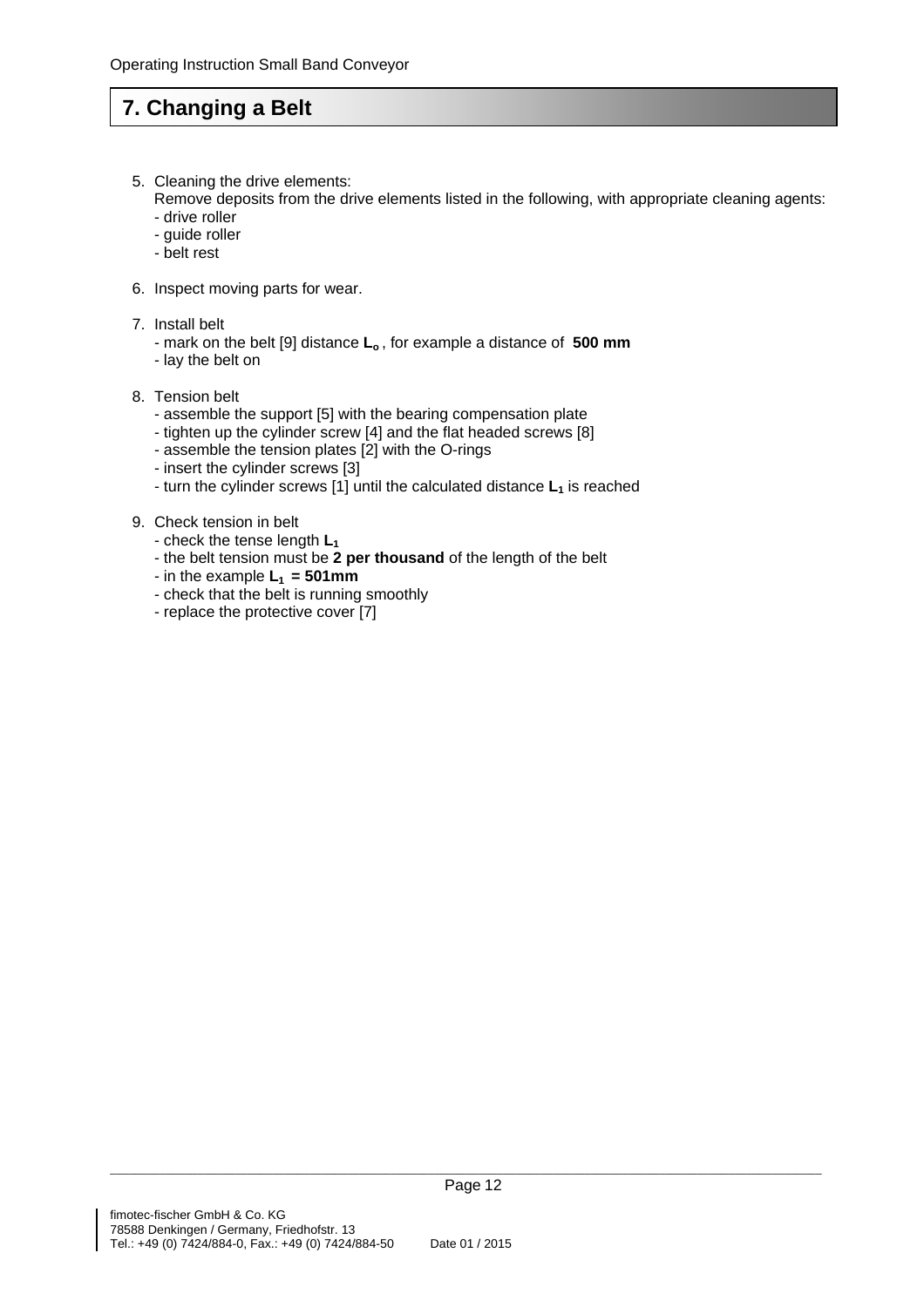# 7. Changing a Belt

5. Cleaning the drive elements:
   Remove deposits from the drive elements listed in the following, with appropriate cleaning agents:
   - drive roller
   - guide roller
   - belt rest

6. Inspect moving parts for wear.

7. Install belt
   - mark on the belt [9] distance $L_o$, for example a distance of **500 mm**
   - lay the belt on

8. Tension belt
   - assemble the support [5] with the bearing compensation plate
   - tighten up the cylinder screw [4] and the flat headed screws [8]
   - assemble the tension plates [2] with the O-rings
   - insert the cylinder screws [3]
   - turn the cylinder screws [1] until the calculated distance $L_1$ is reached

9. Check tension in belt
   - check the tense length $L_1$
   - the belt tension must be **2 per thousand** of the length of the belt
   - in the example $L_1$ **= 501mm**
   - check that the belt is running smoothly
   - replace the protective cover [7]

fimotec-fischer GmbH & Co. KG
78588 Denkingen / Germany, Friedhofstr. 13
Tel.: +49 (0) 7424/884-0, Fax.: +49 (0) 7424/884-50 Date 01 / 2015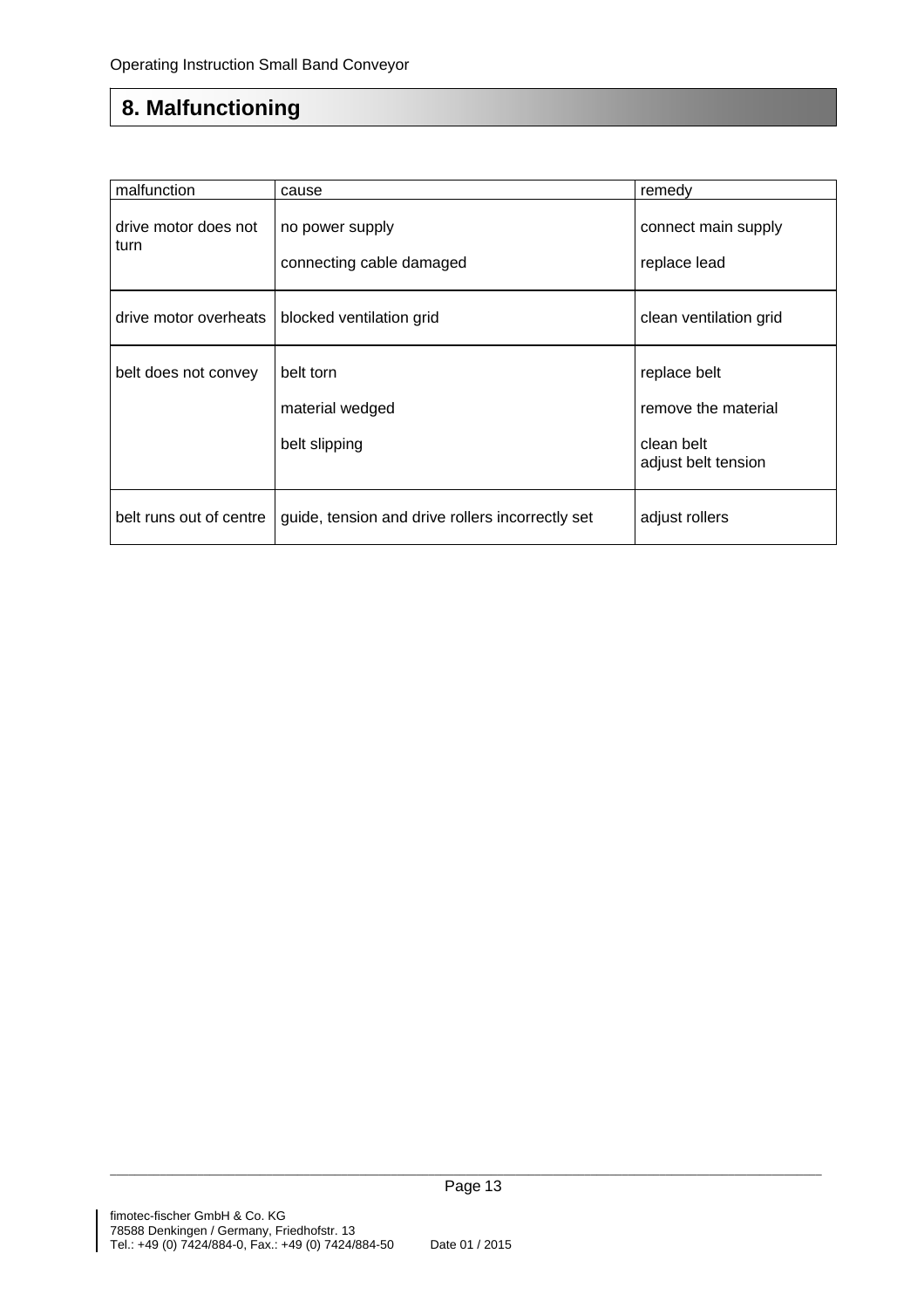## 8. Malfunctioning

| malfunction | cause | remedy |
|---|---|---|
| drive motor does not turn | no power supply | connect main supply |
| | connecting cable damaged | replace lead |
| drive motor overheats | blocked ventilation grid | clean ventilation grid |
| belt does not convey | belt torn | replace belt |
| | material wedged | remove the material |
| | belt slipping | clean belt<br>adjust belt tension |
| belt runs out of centre | guide, tension and drive rollers incorrectly set | adjust rollers |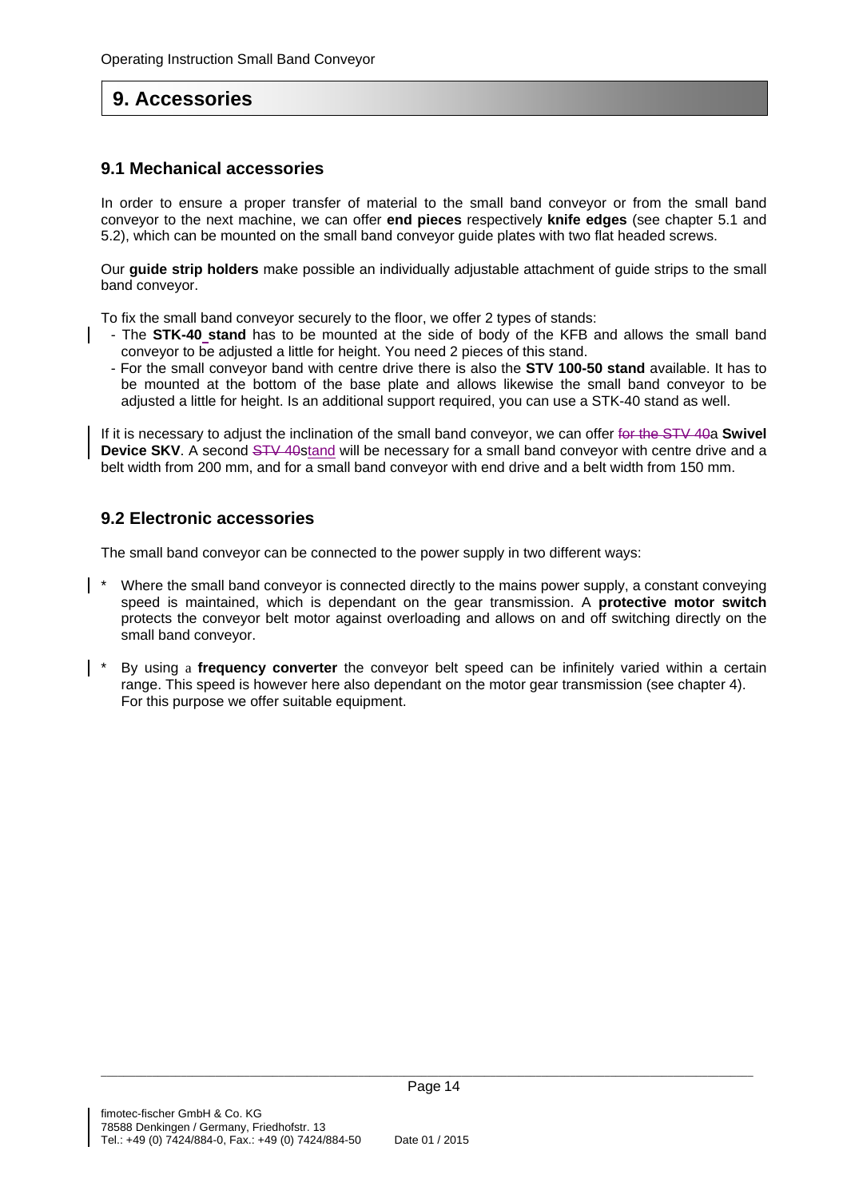# 9. Accessories

## 9.1 Mechanical accessories

In order to ensure a proper transfer of material to the small band conveyor or from the small band conveyor to the next machine, we can offer **end pieces** respectively **knife edges** (see chapter 5.1 and 5.2), which can be mounted on the small band conveyor guide plates with two flat headed screws.

Our **guide strip holders** make possible an individually adjustable attachment of guide strips to the small band conveyor.

To fix the small band conveyor securely to the floor, we offer 2 types of stands:

- The **STK-40 stand** has to be mounted at the side of body of the KFB and allows the small band conveyor to be adjusted a little for height. You need 2 pieces of this stand.
- For the small conveyor band with centre drive there is also the **STV 100-50 stand** available. It has to be mounted at the bottom of the base plate and allows likewise the small band conveyor to be adjusted a little for height. Is an additional support required, you can use a STK-40 stand as well.

If it is necessary to adjust the inclination of the small band conveyor, we can offer ~~for the STV 40~~a **Swivel Device SKV**. A second ~~STV 40~~stand will be necessary for a small band conveyor with centre drive and a belt width from 200 mm, and for a small band conveyor with end drive and a belt width from 150 mm.

## 9.2 Electronic accessories

The small band conveyor can be connected to the power supply in two different ways:

* Where the small band conveyor is connected directly to the mains power supply, a constant conveying speed is maintained, which is dependant on the gear transmission. A **protective motor switch** protects the conveyor belt motor against overloading and allows on and off switching directly on the small band conveyor.

* By using a **frequency converter** the conveyor belt speed can be infinitely varied within a certain range. This speed is however here also dependant on the motor gear transmission (see chapter 4). For this purpose we offer suitable equipment.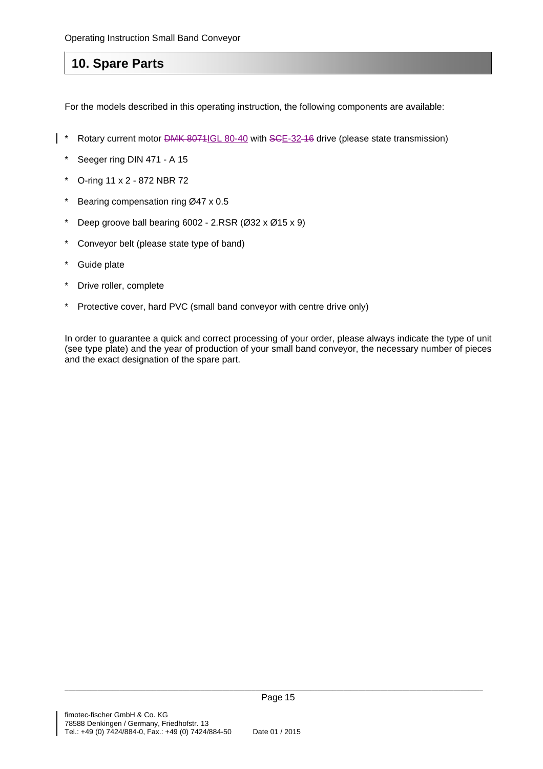## 10. Spare Parts

For the models described in this operating instruction, the following components are available:

* Rotary current motor ~~DMK 8071~~IGL 80-40 with ~~SC~~E-32~~-16~~ drive (please state transmission)
* Seeger ring DIN 471 - A 15
* O-ring 11 x 2 - 872 NBR 72
* Bearing compensation ring Ø47 x 0.5
* Deep groove ball bearing 6002 - 2.RSR (Ø32 x Ø15 x 9)
* Conveyor belt (please state type of band)
* Guide plate
* Drive roller, complete
* Protective cover, hard PVC (small band conveyor with centre drive only)

In order to guarantee a quick and correct processing of your order, please always indicate the type of unit (see type plate) and the year of production of your small band conveyor, the necessary number of pieces and the exact designation of the spare part.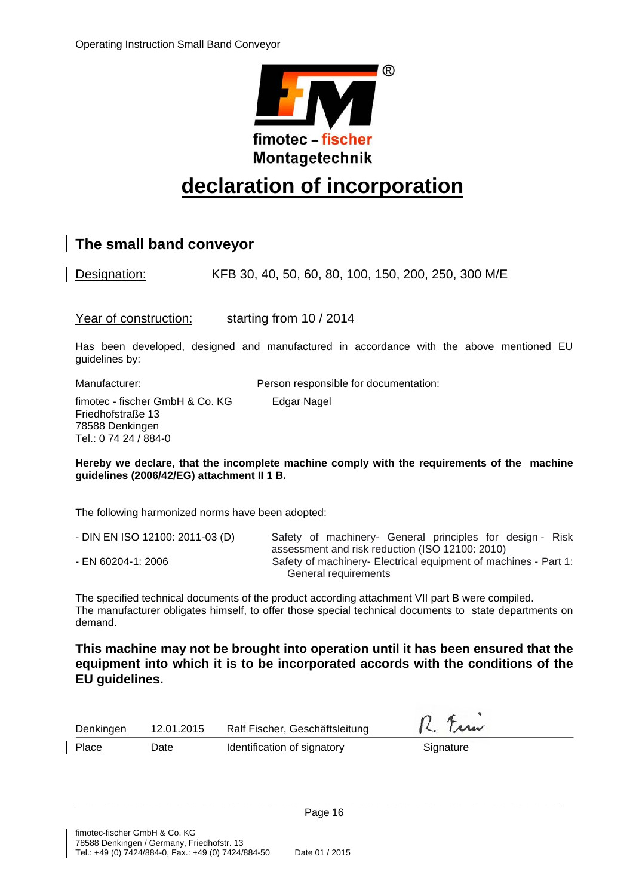fimotec – fischer
Montagetechnik

# declaration of incorporation

## The small band conveyor

Designation: KFB 30, 40, 50, 60, 80, 100, 150, 200, 250, 300 M/E

Year of construction: starting from 10 / 2014

Has been developed, designed and manufactured in accordance with the above mentioned EU guidelines by:

| Manufacturer: | Person responsible for documentation: |
|---|---|
| fimotec - fischer GmbH & Co. KG<br>Friedhofstraße 13<br>78588 Denkingen<br>Tel.: 0 74 24 / 884-0 | Edgar Nagel |

**Hereby we declare, that the incomplete machine comply with the requirements of the machine guidelines (2006/42/EG) attachment II 1 B.**

The following harmonized norms have been adopted:

| | |
|---|---|
| - DIN EN ISO 12100: 2011-03 (D) | Safety of machinery- General principles for design - Risk assessment and risk reduction (ISO 12100: 2010) |
| - EN 60204-1: 2006 | Safety of machinery- Electrical equipment of machines - Part 1: General requirements |

The specified technical documents of the product according attachment VII part B were compiled.
The manufacturer obligates himself, to offer those special technical documents to state departments on demand.

**This machine may not be brought into operation until it has been ensured that the equipment into which it is to be incorporated accords with the conditions of the EU guidelines.**

| Denkingen | 12.01.2015 | Ralf Fischer, Geschäftsleitung | R. Fischer |
|---|---|---|---|
| Place | Date | Identification of signatory | Signature |

fimotec-fischer GmbH & Co. KG
78588 Denkingen / Germany, Friedhofstr. 13
Tel.: +49 (0) 7424/884-0, Fax.: +49 (0) 7424/884-50 Date 01 / 2015